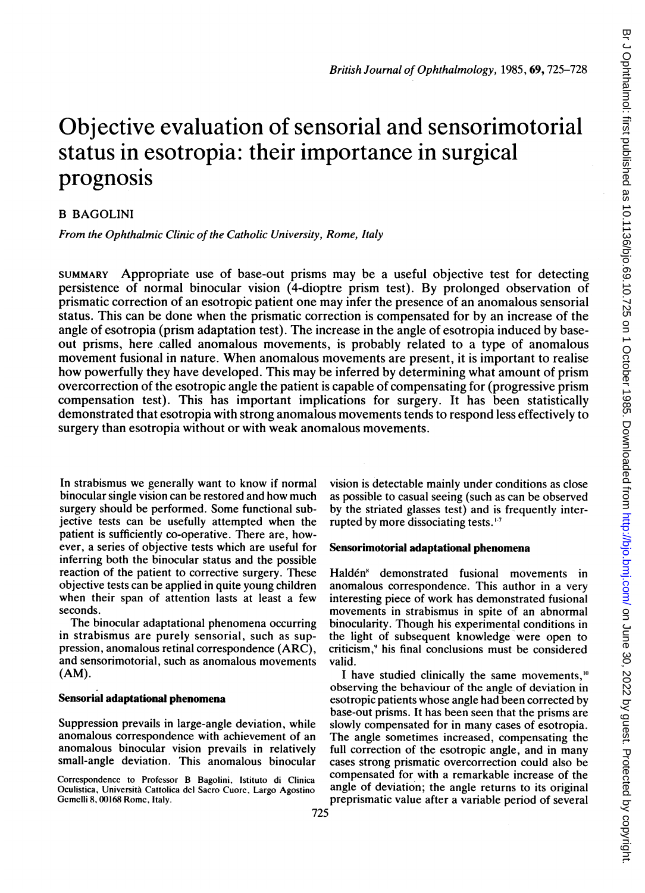# Objective evaluation of sensorial and sensorimotorial status in esotropia: their importance in surgical prognosis

B BAGOLINI

*From the Ophthalmic Clinic of the Catholic University, Rome, Italy*

SUMMARY Appropriate use of base-out prisms may be a useful objective test for detecting persistence of normal binocular vision (4-dioptre prism test). By prolonged observation of prismatic correction of an esotropic patient one may infer the presence of an anomalous sensorial status. This can be done when the prismatic correction is compensated for by an increase of the angle of esotropia (prism adaptation test). The increase in the angle of esotropia induced by base-out prisms, here called anomalous movements, is probably related to a type of anomalous movement fusional in nature. When anomalous movements are present, it is important to realise how powerfully they have developed. This may be inferred by determining what amount of prism overcorrection of the esotropic angle the patient is capable of compensating for (progressive prism compensation test). This has important implications for surgery. It has been statistically demonstrated that esotropia with strong anomalous movements tends to respond less effectively to surgery than esotropia without or with weak anomalous movements.

In strabismus we generally want to know if normal binocular single vision can be restored and how much surgery should be performed. Some functional subjective tests can be usefully attempted when the patient is sufficiently co-operative. There are, however, a series of objective tests which are useful for inferring both the binocular status and the possible reaction of the patient to corrective surgery. These objective tests can be applied in quite young children when their span of attention lasts at least a few seconds.

The binocular adaptational phenomena occurring in strabismus are purely sensorial, such as suppression, anomalous retinal correspondence (ARC), and sensorimotorial, such as anomalous movements (AM).

### Sensorial adaptational phenomena

Suppression prevails in large-angle deviation, while anomalous correspondence with achievement of an anomalous binocular vision prevails in relatively small-angle deviation. This anomalous binocular vision is detectable mainly under conditions as close as possible to casual seeing (such as can be observed by the striated glasses test) and is frequently interrupted by more dissociating tests.[1-7]

### Sensorimotorial adaptational phenomena

Haldén[8] demonstrated fusional movements in anomalous correspondence. This author in a very interesting piece of work has demonstrated fusional movements in strabismus in spite of an abnormal binocularity. Though his experimental conditions in the light of subsequent knowledge were open to criticism,[9] his final conclusions must be considered valid.

I have studied clinically the same movements,[10] observing the behaviour of the angle of deviation in esotropic patients whose angle had been corrected by base-out prisms. It has been seen that the prisms are slowly compensated for in many cases of esotropia. The angle sometimes increased, compensating the full correction of the esotropic angle, and in many cases strong prismatic overcorrection could also be compensated for with a remarkable increase of the angle of deviation; the angle returns to its original preprismatic value after a variable period of several

Correspondence to Professor B Bagolini, Istituto di Clinica Oculistica, Università Cattolica del Sacro Cuore, Largo Agostino Gemelli 8, 00168 Rome, Italy.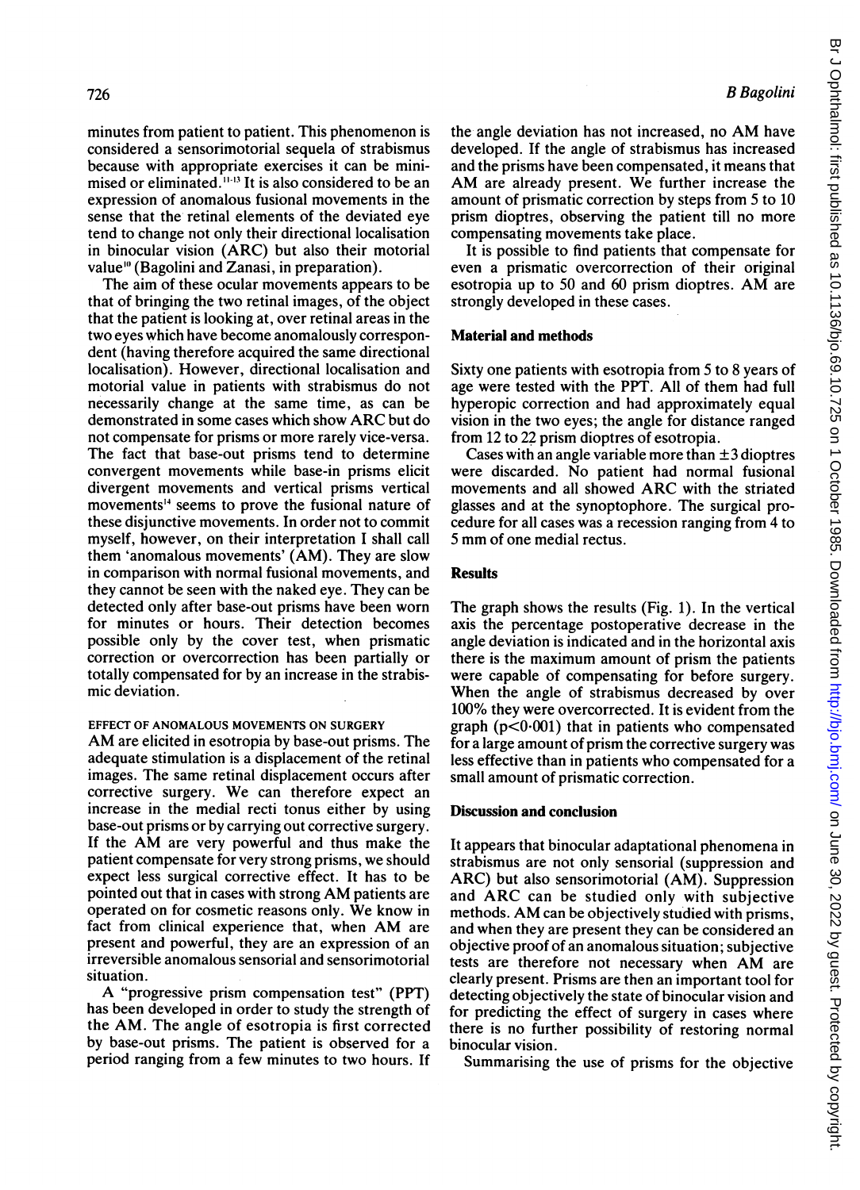minutes from patient to patient. This phenomenon is considered a sensorimotorial sequela of strabismus because with appropriate exercises it can be minimised or eliminated.[11-13] It is also considered to be an expression of anomalous fusional movements in the sense that the retinal elements of the deviated eye tend to change not only their directional localisation in binocular vision (ARC) but also their motorial value[10] (Bagolini and Zanasi, in preparation).

The aim of these ocular movements appears to be that of bringing the two retinal images, of the object that the patient is looking at, over retinal areas in the two eyes which have become anomalously correspondent (having therefore acquired the same directional localisation). However, directional localisation and motorial value in patients with strabismus do not necessarily change at the same time, as can be demonstrated in some cases which show ARC but do not compensate for prisms or more rarely vice-versa. The fact that base-out prisms tend to determine convergent movements while base-in prisms elicit divergent movements and vertical prisms vertical movements[14] seems to prove the fusional nature of these disjunctive movements. In order not to commit myself, however, on their interpretation I shall call them 'anomalous movements' (AM). They are slow in comparison with normal fusional movements, and they cannot be seen with the naked eye. They can be detected only after base-out prisms have been worn for minutes or hours. Their detection becomes possible only by the cover test, when prismatic correction or overcorrection has been partially or totally compensated for by an increase in the strabismic deviation.

### EFFECT OF ANOMALOUS MOVEMENTS ON SURGERY

AM are elicited in esotropia by base-out prisms. The adequate stimulation is a displacement of the retinal images. The same retinal displacement occurs after corrective surgery. We can therefore expect an increase in the medial recti tonus either by using base-out prisms or by carrying out corrective surgery. If the AM are very powerful and thus make the patient compensate for very strong prisms, we should expect less surgical corrective effect. It has to be pointed out that in cases with strong AM patients are operated on for cosmetic reasons only. We know in fact from clinical experience that, when AM are present and powerful, they are an expression of an irreversible anomalous sensorial and sensorimotorial situation.

A "progressive prism compensation test" (PPT) has been developed in order to study the strength of the AM. The angle of esotropia is first corrected by base-out prisms. The patient is observed for a period ranging from a few minutes to two hours. If the angle deviation has not increased, no AM have developed. If the angle of strabismus has increased and the prisms have been compensated, it means that AM are already present. We further increase the amount of prismatic correction by steps from 5 to 10 prism dioptres, observing the patient till no more compensating movements take place.

It is possible to find patients that compensate for even a prismatic overcorrection of their original esotropia up to 50 and 60 prism dioptres. AM are strongly developed in these cases.

## Material and methods

Sixty one patients with esotropia from 5 to 8 years of age were tested with the PPT. All of them had full hyperopic correction and had approximately equal vision in the two eyes; the angle for distance ranged from 12 to 22 prism dioptres of esotropia.

Cases with an angle variable more than $\pm 3$ dioptres were discarded. No patient had normal fusional movements and all showed ARC with the striated glasses and at the synoptophore. The surgical procedure for all cases was a recession ranging from 4 to 5 mm of one medial rectus.

## Results

The graph shows the results (Fig. 1). In the vertical axis the percentage postoperative decrease in the angle deviation is indicated and in the horizontal axis there is the maximum amount of prism the patients were capable of compensating for before surgery. When the angle of strabismus decreased by over 100% they were overcorrected. It is evident from the graph ($p<0.001$) that in patients who compensated for a large amount of prism the corrective surgery was less effective than in patients who compensated for a small amount of prismatic correction.

## Discussion and conclusion

It appears that binocular adaptational phenomena in strabismus are not only sensorial (suppression and ARC) but also sensorimotorial (AM). Suppression and ARC can be studied only with subjective methods. AM can be objectively studied with prisms, and when they are present they can be considered an objective proof of an anomalous situation; subjective tests are therefore not necessary when AM are clearly present. Prisms are then an important tool for detecting objectively the state of binocular vision and for predicting the effect of surgery in cases where there is no further possibility of restoring normal binocular vision.

Summarising the use of prisms for the objective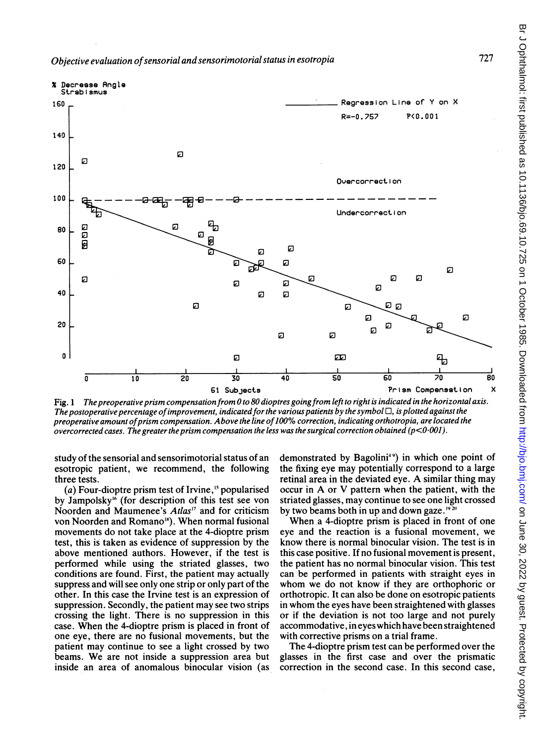Fig. 1 *The preoperative prism compensation from 0 to 80 dioptres going from left to right is indicated in the horizontal axis. The postoperative percentage of improvement, indicated for the various patients by the symbol ☐, is plotted against the preoperative amount of prism compensation. Above the line of 100% correction, indicating orthotropia, are located the overcorrected cases. The greater the prism compensation the less was the surgical correction obtained (p<0·001).*

study of the sensorial and sensorimotorial status of an esotropic patient, we recommend, the following three tests.

(*a*) Four-dioptre prism test of Irvine,[15] popularised by Jampolsky[16] (for description of this test see von Noorden and Maumenee's *Atlas*[17] and for criticism von Noorden and Romano[18]). When normal fusional movements do not take place at the 4-dioptre prism test, this is taken as evidence of suppression by the above mentioned authors. However, if the test is performed while using the striated glasses, two conditions are found. First, the patient may actually suppress and will see only one strip or only part of the other. In this case the Irvine test is an expression of suppression. Secondly, the patient may see two strips crossing the light. There is no suppression in this case. When the 4-dioptre prism is placed in front of one eye, there are no fusional movements, but the patient may continue to see a light crossed by two beams. We are not inside a suppression area but inside an area of anomalous binocular vision (as demonstrated by Bagolini[19]) in which one point of the fixing eye may potentially correspond to a large retinal area in the deviated eye. A similar thing may occur in A or V pattern when the patient, with the striated glasses, may continue to see one light crossed by two beams both in up and down gaze.[19,20]

When a 4-dioptre prism is placed in front of one eye and the reaction is a fusional movement, we know there is normal binocular vision. The test is in this case positive. If no fusional movement is present, the patient has no normal binocular vision. This test can be performed in patients with straight eyes in whom we do not know if they are orthophoric or orthotropic. It can also be done on esotropic patients in whom the eyes have been straightened with glasses or if the deviation is not too large and not purely accommodative, in eyes which have been straightened with corrective prisms on a trial frame.

The 4-dioptre prism test can be performed over the glasses in the first case and over the prismatic correction in the second case. In this second case,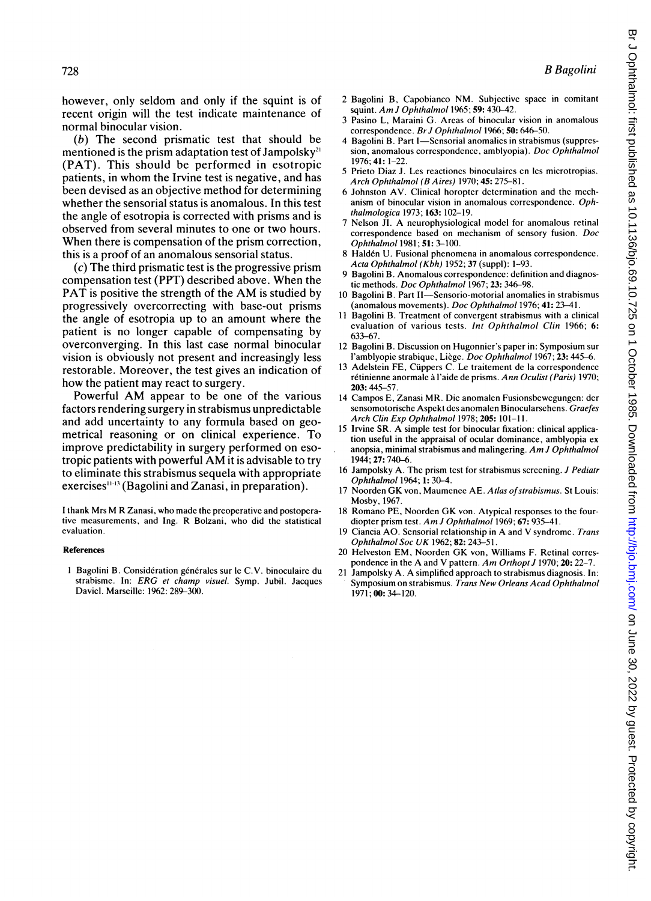however, only seldom and only if the squint is of recent origin will the test indicate maintenance of normal binocular vision.

(*b*) The second prismatic test that should be mentioned is the prism adaptation test of Jampolsky[21] (PAT). This should be performed in esotropic patients, in whom the Irvine test is negative, and has been devised as an objective method for determining whether the sensorial status is anomalous. In this test the angle of esotropia is corrected with prisms and is observed from several minutes to one or two hours. When there is compensation of the prism correction, this is a proof of an anomalous sensorial status.

(*c*) The third prismatic test is the progressive prism compensation test (PPT) described above. When the PAT is positive the strength of the AM is studied by progressively overcorrecting with base-out prisms the angle of esotropia up to an amount where the patient is no longer capable of compensating by overconverging. In this last case normal binocular vision is obviously not present and increasingly less restorable. Moreover, the test gives an indication of how the patient may react to surgery.

Powerful AM appear to be one of the various factors rendering surgery in strabismus unpredictable and add uncertainty to any formula based on geometrical reasoning or on clinical experience. To improve predictability in surgery performed on esotropic patients with powerful AM it is advisable to try to eliminate this strabismus sequela with appropriate exercises[11-13] (Bagolini and Zanasi, in preparation).

I thank Mrs M R Zanasi, who made the preoperative and postoperative measurements, and Ing. R Bolzani, who did the statistical evaluation.

#### References

1. Bagolini B. Considération générales sur le C.V. binoculaire du strabisme. In: *ERG et champ visuel*. Symp. Jubil. Jacques Daviel. Marseille: 1962: 289–300.
2. Bagolini B, Capobianco NM. Subjective space in comitant squint. *Am J Ophthalmol* 1965; **59:** 430–42.
3. Pasino L, Maraini G. Areas of binocular vision in anomalous correspondence. *Br J Ophthalmol* 1966; **50:** 646–50.
4. Bagolini B. Part I—Sensorial anomalies in strabismus (suppression, anomalous correspondence, amblyopia). *Doc Ophthalmol* 1976; **41:** 1–22.
5. Prieto Diaz J. Les reactiones binoculaires en les microtropias. *Arch Ophthalmol (B Aires)* 1970; **45:** 275–81.
6. Johnston AV. Clinical horopter determination and the mechanism of binocular vision in anomalous correspondence. *Ophthalmologica* 1973; **163:** 102–19.
7. Nelson JI. A neurophysiological model for anomalous retinal correspondence based on mechanism of sensory fusion. *Doc Ophthalmol* 1981; **51:** 3–100.
8. Haldén U. Fusional phenomena in anomalous correspondence. *Acta Ophthalmol (Kbh)* 1952; **37** (suppl): 1–93.
9. Bagolini B. Anomalous correspondence: definition and diagnostic methods. *Doc Ophthalmol* 1967; **23:** 346–98.
10. Bagolini B. Part II—Sensorio-motorial anomalies in strabismus (anomalous movements). *Doc Ophthalmol* 1976; **41:** 23–41.
11. Bagolini B. Treatment of convergent strabismus with a clinical evaluation of various tests. *Int Ophthalmol Clin* 1966; **6:** 633–67.
12. Bagolini B. Discussion on Hugonnier's paper in: Symposium sur l'amblyopie strabique, Liège. *Doc Ophthalmol* 1967; **23:** 445–6.
13. Adelstein FE, Cüppers C. Le traitement de la correspondence rétinienne anormale à l'aide de prisms. *Ann Oculist (Paris)* 1970; **203:** 445–57.
14. Campos E, Zanasi MR. Die anomalen Fusionsbewegungen: der sensomotorische Aspekt des anomalen Binocularsehens. *Graefes Arch Clin Exp Ophthalmol* 1978; **205:** 101–11.
15. Irvine SR. A simple test for binocular fixation: clinical application useful in the appraisal of ocular dominance, amblyopia ex anopsia, minimal strabismus and malingering. *Am J Ophthalmol* 1944; **27:** 740–6.
16. Jampolsky A. The prism test for strabismus screening. *J Pediatr Ophthalmol* 1964; **1:** 30–4.
17. Noorden GK von, Maumenee AE. *Atlas of strabismus*. St Louis: Mosby, 1967.
18. Romano PE, Noorden GK von. Atypical responses to the four-diopter prism test. *Am J Ophthalmol* 1969; **67:** 935–41.
19. Ciancia AO. Sensorial relationship in A and V syndrome. *Trans Ophthalmol Soc UK* 1962; **82:** 243–51.
20. Helveston EM, Noorden GK von, Williams F. Retinal correspondence in the A and V pattern. *Am Orthopt J* 1970; **20:** 22–7.
21. Jampolsky A. A simplified approach to strabismus diagnosis. In: Symposium on strabismus. *Trans New Orleans Acad Ophthalmol* 1971; **00:** 34–120.